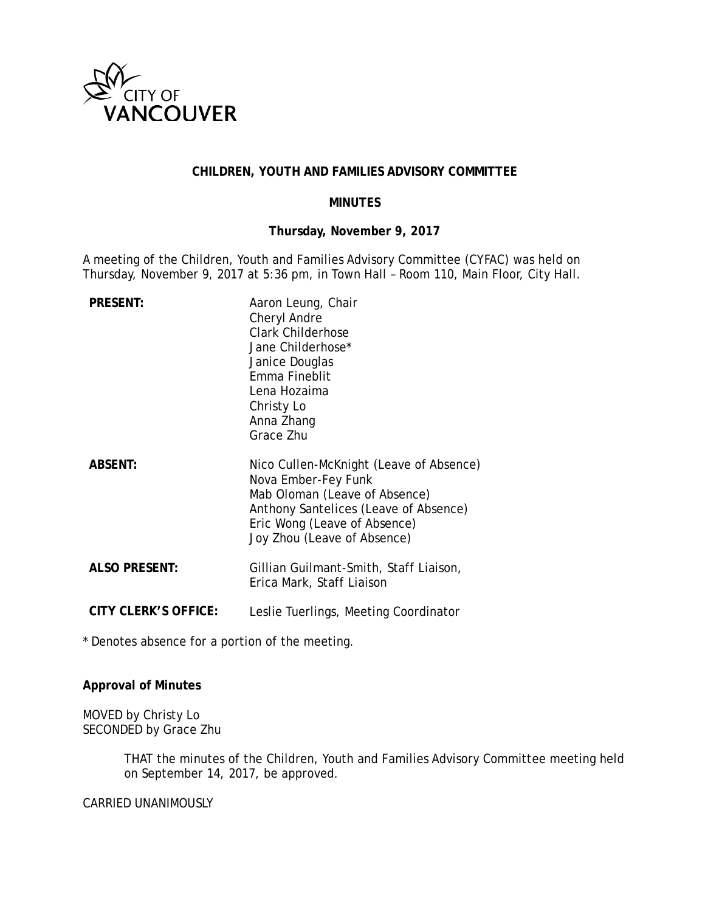# CHILDREN, YOUTH AND FAMILIES ADVISORY COMMITTEE

## MINUTES

### Thursday, November 9, 2017

A meeting of the Children, Youth and Families Advisory Committee (CYFAC) was held on Thursday, November 9, 2017 at 5:36 pm, in Town Hall – Room 110, Main Floor, City Hall.

| | |
|---|---|
| **PRESENT:** | Aaron Leung, Chair<br>Cheryl Andre<br>Clark Childerhose<br>Jane Childerhose*<br>Janice Douglas<br>Emma Fineblit<br>Lena Hozaima<br>Christy Lo<br>Anna Zhang<br>Grace Zhu |
| **ABSENT:** | Nico Cullen-McKnight (Leave of Absence)<br>Nova Ember-Fey Funk<br>Mab Oloman (Leave of Absence)<br>Anthony Santelices (Leave of Absence)<br>Eric Wong (Leave of Absence)<br>Joy Zhou (Leave of Absence) |
| **ALSO PRESENT:** | Gillian Guilmant-Smith, Staff Liaison,<br>Erica Mark, Staff Liaison |
| **CITY CLERK'S OFFICE:** | Leslie Tuerlings, Meeting Coordinator |

* Denotes absence for a portion of the meeting.

**Approval of Minutes**

MOVED by Christy Lo
SECONDED by Grace Zhu

> THAT the minutes of the Children, Youth and Families Advisory Committee meeting held on September 14, 2017, be approved.

CARRIED UNANIMOUSLY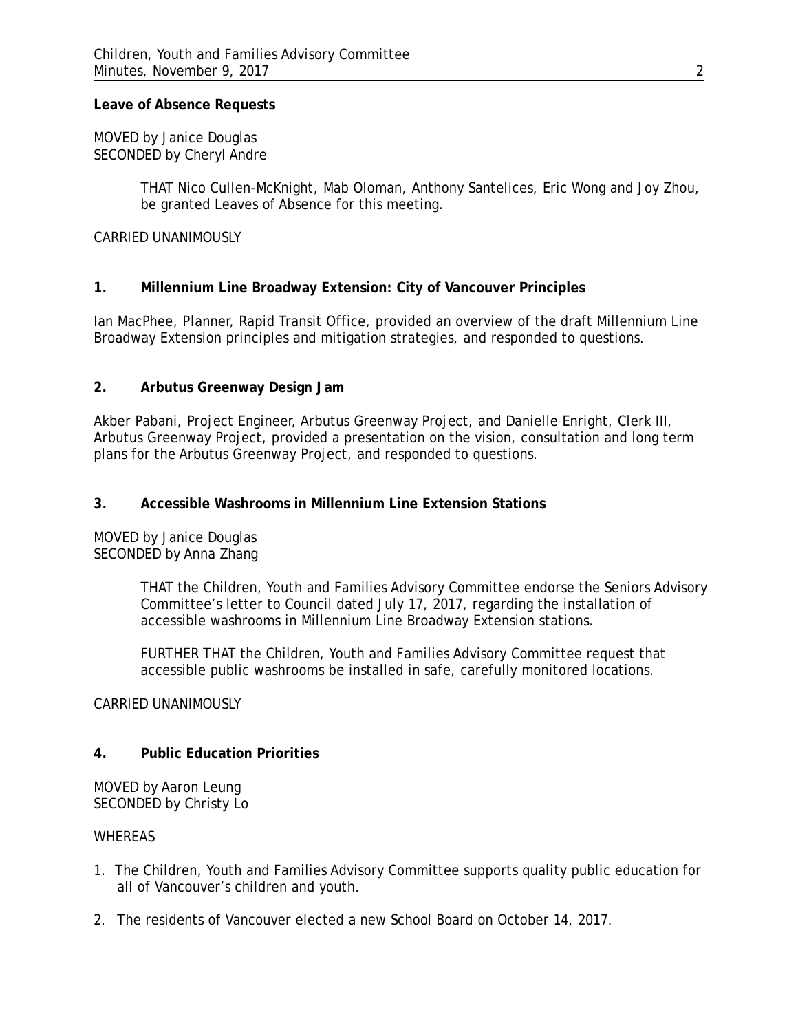**Leave of Absence Requests**

MOVED by Janice Douglas
SECONDED by Cheryl Andre

> THAT Nico Cullen-McKnight, Mab Oloman, Anthony Santelices, Eric Wong and Joy Zhou, be granted Leaves of Absence for this meeting.

CARRIED UNANIMOUSLY

**1. Millennium Line Broadway Extension: City of Vancouver Principles**

Ian MacPhee, Planner, Rapid Transit Office, provided an overview of the draft Millennium Line Broadway Extension principles and mitigation strategies, and responded to questions.

**2. Arbutus Greenway Design Jam**

Akber Pabani, Project Engineer, Arbutus Greenway Project, and Danielle Enright, Clerk III, Arbutus Greenway Project, provided a presentation on the vision, consultation and long term plans for the Arbutus Greenway Project, and responded to questions.

**3. Accessible Washrooms in Millennium Line Extension Stations**

MOVED by Janice Douglas
SECONDED by Anna Zhang

> THAT the Children, Youth and Families Advisory Committee endorse the Seniors Advisory Committee's letter to Council dated July 17, 2017, regarding the installation of accessible washrooms in Millennium Line Broadway Extension stations.
>
> FURTHER THAT the Children, Youth and Families Advisory Committee request that accessible public washrooms be installed in safe, carefully monitored locations.

CARRIED UNANIMOUSLY

**4. Public Education Priorities**

MOVED by Aaron Leung
SECONDED by Christy Lo

WHEREAS

1. The Children, Youth and Families Advisory Committee supports quality public education for all of Vancouver's children and youth.
2. The residents of Vancouver elected a new School Board on October 14, 2017.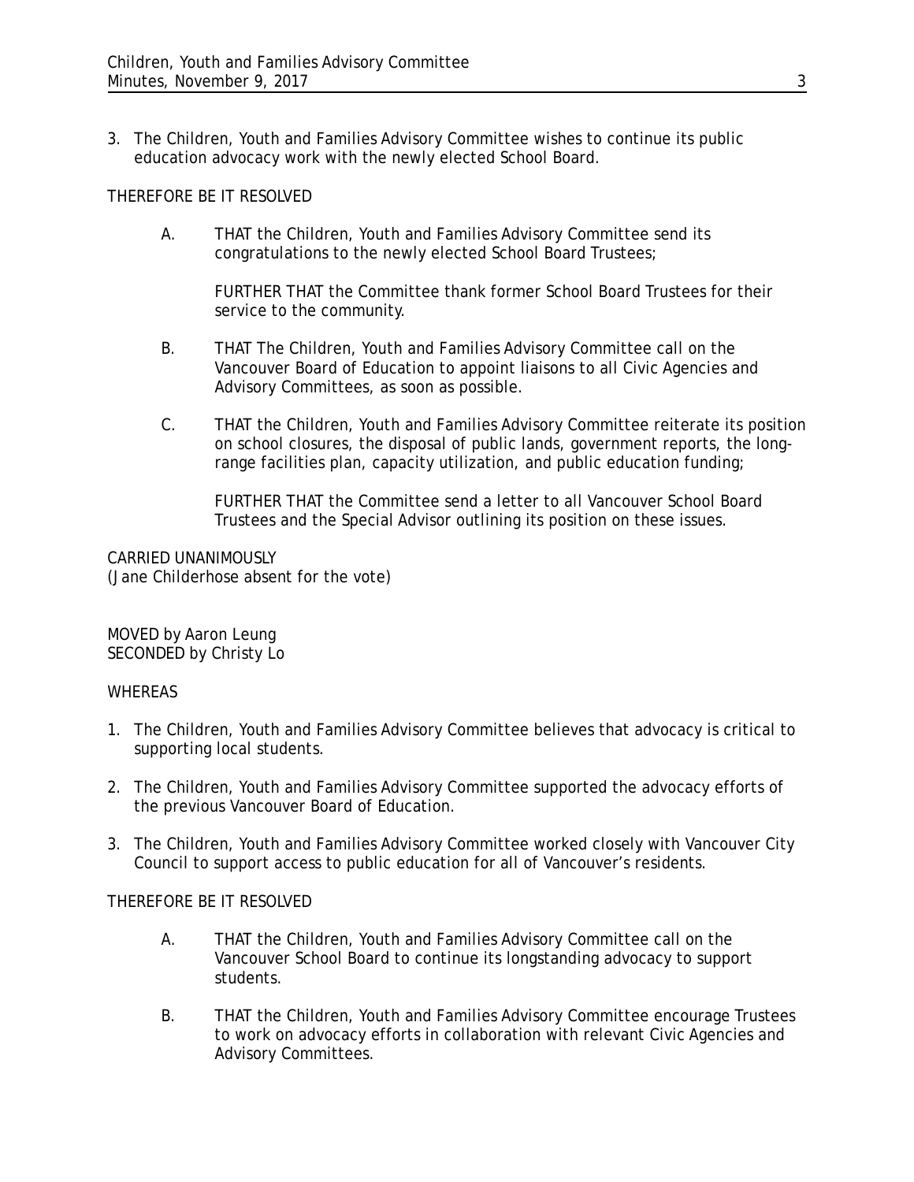3. The Children, Youth and Families Advisory Committee wishes to continue its public education advocacy work with the newly elected School Board.

THEREFORE BE IT RESOLVED

A. THAT the Children, Youth and Families Advisory Committee send its congratulations to the newly elected School Board Trustees;

   FURTHER THAT the Committee thank former School Board Trustees for their service to the community.

B. THAT The Children, Youth and Families Advisory Committee call on the Vancouver Board of Education to appoint liaisons to all Civic Agencies and Advisory Committees, as soon as possible.

C. THAT the Children, Youth and Families Advisory Committee reiterate its position on school closures, the disposal of public lands, government reports, the long-range facilities plan, capacity utilization, and public education funding;

   FURTHER THAT the Committee send a letter to all Vancouver School Board Trustees and the Special Advisor outlining its position on these issues.

CARRIED UNANIMOUSLY
(Jane Childerhose absent for the vote)

MOVED by Aaron Leung
SECONDED by Christy Lo

WHEREAS

1. The Children, Youth and Families Advisory Committee believes that advocacy is critical to supporting local students.

2. The Children, Youth and Families Advisory Committee supported the advocacy efforts of the previous Vancouver Board of Education.

3. The Children, Youth and Families Advisory Committee worked closely with Vancouver City Council to support access to public education for all of Vancouver's residents.

THEREFORE BE IT RESOLVED

A. THAT the Children, Youth and Families Advisory Committee call on the Vancouver School Board to continue its longstanding advocacy to support students.

B. THAT the Children, Youth and Families Advisory Committee encourage Trustees to work on advocacy efforts in collaboration with relevant Civic Agencies and Advisory Committees.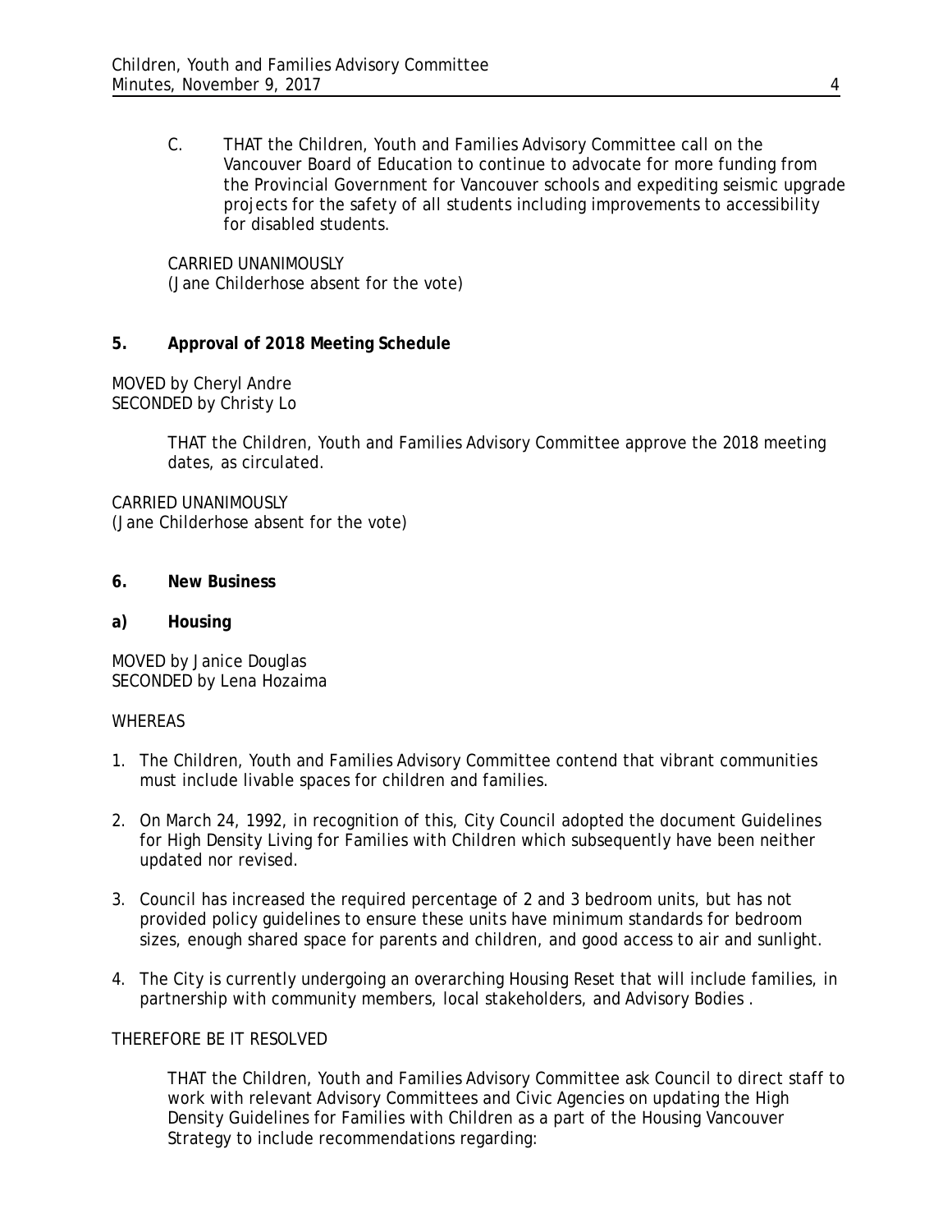C. THAT the Children, Youth and Families Advisory Committee call on the Vancouver Board of Education to continue to advocate for more funding from the Provincial Government for Vancouver schools and expediting seismic upgrade projects for the safety of all students including improvements to accessibility for disabled students.

CARRIED UNANIMOUSLY
(Jane Childerhose absent for the vote)

**5. Approval of 2018 Meeting Schedule**

MOVED by Cheryl Andre
SECONDED by Christy Lo

THAT the Children, Youth and Families Advisory Committee approve the 2018 meeting dates, as circulated.

CARRIED UNANIMOUSLY
(Jane Childerhose absent for the vote)

**6. New Business**

**a) Housing**

MOVED by Janice Douglas
SECONDED by Lena Hozaima

WHEREAS

1. The Children, Youth and Families Advisory Committee contend that vibrant communities must include livable spaces for children and families.
2. On March 24, 1992, in recognition of this, City Council adopted the document Guidelines for High Density Living for Families with Children which subsequently have been neither updated nor revised.
3. Council has increased the required percentage of 2 and 3 bedroom units, but has not provided policy guidelines to ensure these units have minimum standards for bedroom sizes, enough shared space for parents and children, and good access to air and sunlight.
4. The City is currently undergoing an overarching Housing Reset that will include families, in partnership with community members, local stakeholders, and Advisory Bodies .

THEREFORE BE IT RESOLVED

THAT the Children, Youth and Families Advisory Committee ask Council to direct staff to work with relevant Advisory Committees and Civic Agencies on updating the High Density Guidelines for Families with Children as a part of the Housing Vancouver Strategy to include recommendations regarding: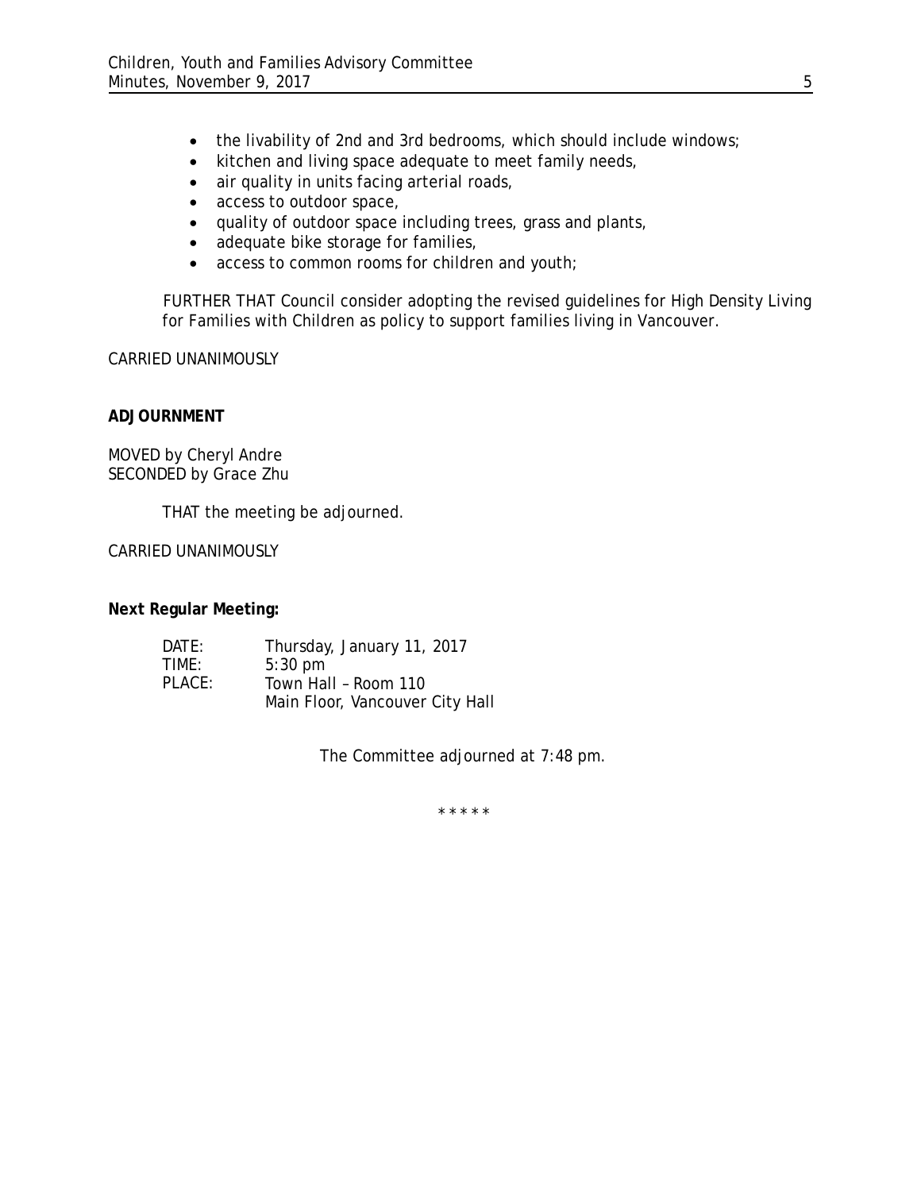- the livability of 2nd and 3rd bedrooms, which should include windows;
- kitchen and living space adequate to meet family needs,
- air quality in units facing arterial roads,
- access to outdoor space,
- quality of outdoor space including trees, grass and plants,
- adequate bike storage for families,
- access to common rooms for children and youth;

FURTHER THAT Council consider adopting the revised guidelines for High Density Living for Families with Children as policy to support families living in Vancouver.

CARRIED UNANIMOUSLY

**ADJOURNMENT**

MOVED by Cheryl Andre
SECONDED by Grace Zhu

THAT the meeting be adjourned.

CARRIED UNANIMOUSLY

**Next Regular Meeting:**

DATE: Thursday, January 11, 2017
TIME: 5:30 pm
PLACE: Town Hall – Room 110
Main Floor, Vancouver City Hall

The Committee adjourned at 7:48 pm.

* * * * *